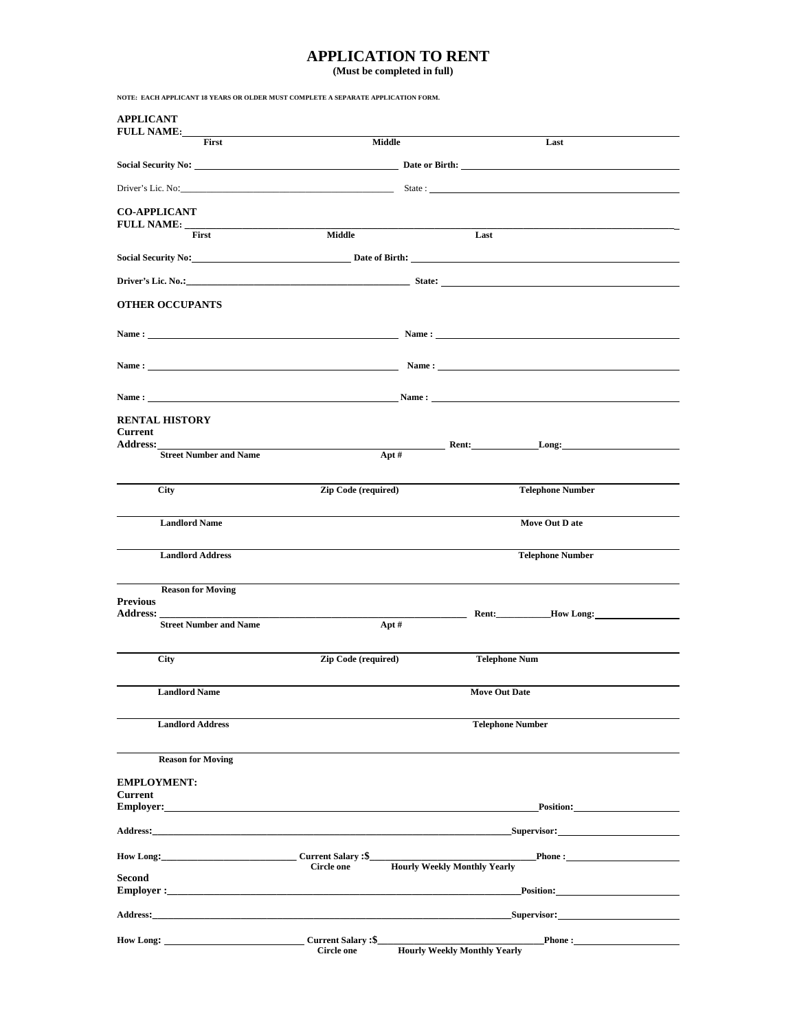# APPLICATION TO RENT

**(Must be completed in full)**

**NOTE: EACH APPLICANT 18 YEARS OR OLDER MUST COMPLETE A SEPARATE APPLICATION FORM.**

## APPLICANT

**FULL NAME:** ______________________________________________

**First** **Middle** **Last**

**Social Security No:** ______________________ **Date or Birth:** ______________________

Driver's Lic. No: ______________________ State : ______________________

## CO-APPLICANT

**FULL NAME:** ______________________________________________

**First** **Middle** **Last**

**Social Security No:** ______________________ **Date of Birth:** ______________________

**Driver's Lic. No.:** ______________________ **State:** ______________________

## OTHER OCCUPANTS

**Name :** ______________________ **Name :** ______________________

**Name :** ______________________ **Name :** ______________________

**Name :** ______________________ **Name :** ______________________

## RENTAL HISTORY

**Current**

**Address:** ______________________ **Rent:** __________ **Long:** __________

**Street Number and Name** **Apt #**

______________________________________________

**City** **Zip Code (required)** **Telephone Number**

______________________________________________

**Landlord Name** **Move Out D ate**

______________________________________________

**Landlord Address** **Telephone Number**

______________________________________________

**Reason for Moving**

**Previous**

**Address:** ______________________ **Rent:** __________ **How Long:** __________

**Street Number and Name** **Apt #**

______________________________________________

**City** **Zip Code (required)** **Telephone Num**

______________________________________________

**Landlord Name** **Move Out Date**

______________________________________________

**Landlord Address** **Telephone Number**

______________________________________________

**Reason for Moving**

## EMPLOYMENT:

**Current**

**Employer:** ______________________ **Position:** __________

**Address:** ______________________ **Supervisor:** __________

**How Long:** __________ **Current Salary :$** __________ **Phone :** __________

**Circle one** **Hourly Weekly Monthly Yearly**

**Second**

**Employer :** ______________________ **Position:** __________

**Address:** ______________________ **Supervisor:** __________

**How Long:** __________ **Current Salary :$** __________ **Phone :** __________

**Circle one** **Hourly Weekly Monthly Yearly**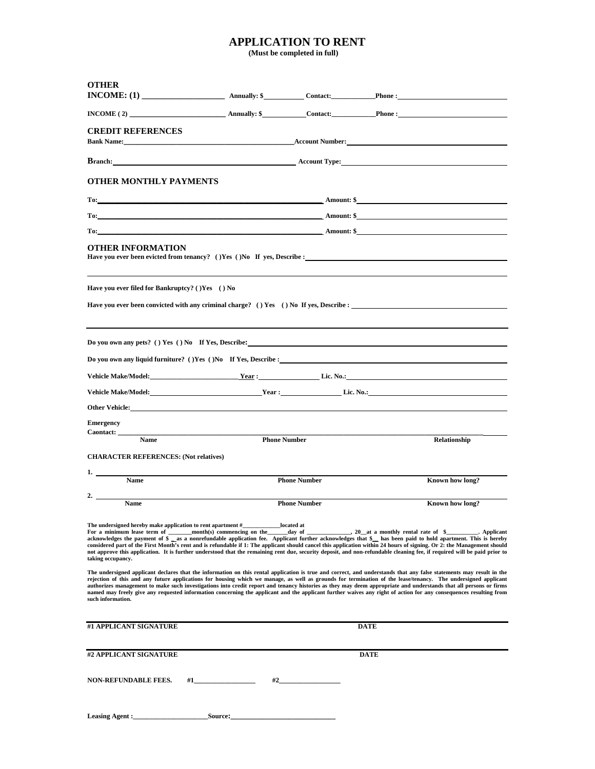# APPLICATION TO RENT

**(Must be completed in full)**

## OTHER

**INCOME: (1) ____________________ Annually: $__________ Contact:__________ Phone :____________________**

**INCOME ( 2) ____________________ Annually: $__________ Contact:__________ Phone :____________________**

## CREDIT REFERENCES

**Bank Name:____________________ Account Number:____________________**

**Branch:____________________ Account Type:____________________**

## OTHER MONTHLY PAYMENTS

**To:____________________ Amount: $____________________**

**To:____________________ Amount: $____________________**

**To:____________________ Amount: $____________________**

## OTHER INFORMATION

**Have you ever been evicted from tenancy? ( )Yes ( )No If yes, Describe :____________________**

**Have you ever filed for Bankruptcy? ( )Yes ( ) No**

**Have you ever been convicted with any criminal charge? ( ) Yes ( ) No If yes, Describe :____________________**

**Do you own any pets? ( ) Yes ( ) No If Yes, Describe:____________________**

**Do you own any liquid furniture? ( )Yes ( )No If Yes, Describe :____________________**

**Vehicle Make/Model:____________________ Year :__________ Lic. No.:____________________**

**Vehicle Make/Model:____________________ Year :__________ Lic. No.:____________________**

**Other Vehicle:____________________**

**Emergency Caontact: ____________________**

| Name | Phone Number | Relationship |
|---|---|---|

**CHARACTER REFERENCES: (Not relatives)**

1. ____________________

| Name | Phone Number | Known how long? |
|---|---|---|

2. ____________________

| Name | Phone Number | Known how long? |
|---|---|---|

**The undersigned hereby make application to rent apartment #__________located at For a minimum lease term of ________month(s) commencing on the______day of ______________, 20__at a monthly rental rate of $__________. Applicant acknowledges the payment of $ __as a nonrefundable application fee. Applicant further acknowledges that $__ has been paid to hold apartment. This is hereby considered part of the First Month's rent and is refundable if 1: The applicant should cancel this application within 24 hours of signing. Or 2: the Management should not approve this application. It is further understood that the remaining rent due, security deposit, and non-refundable cleaning fee, if required will be paid prior to taking occupancy.**

**The undersigned applicant declares that the information on this rental application is true and correct, and understands that any false statements may result in the rejection of this and any future applications for housing which we manage, as well as grounds for termination of the lease/tenancy. The undersigned applicant authorizes management to make such investigations into credit report and tenancy histories as they may deem appropriate and understands that all persons or firms named may freely give any requested information concerning the applicant and the applicant further waives any right of action for any consequences resulting from such information.**

**#1 APPLICANT SIGNATURE** **DATE**

**#2 APPLICANT SIGNATURE** **DATE**

**NON-REFUNDABLE FEES. #1________________ #2________________**

**Leasing Agent :____________________Source:____________________**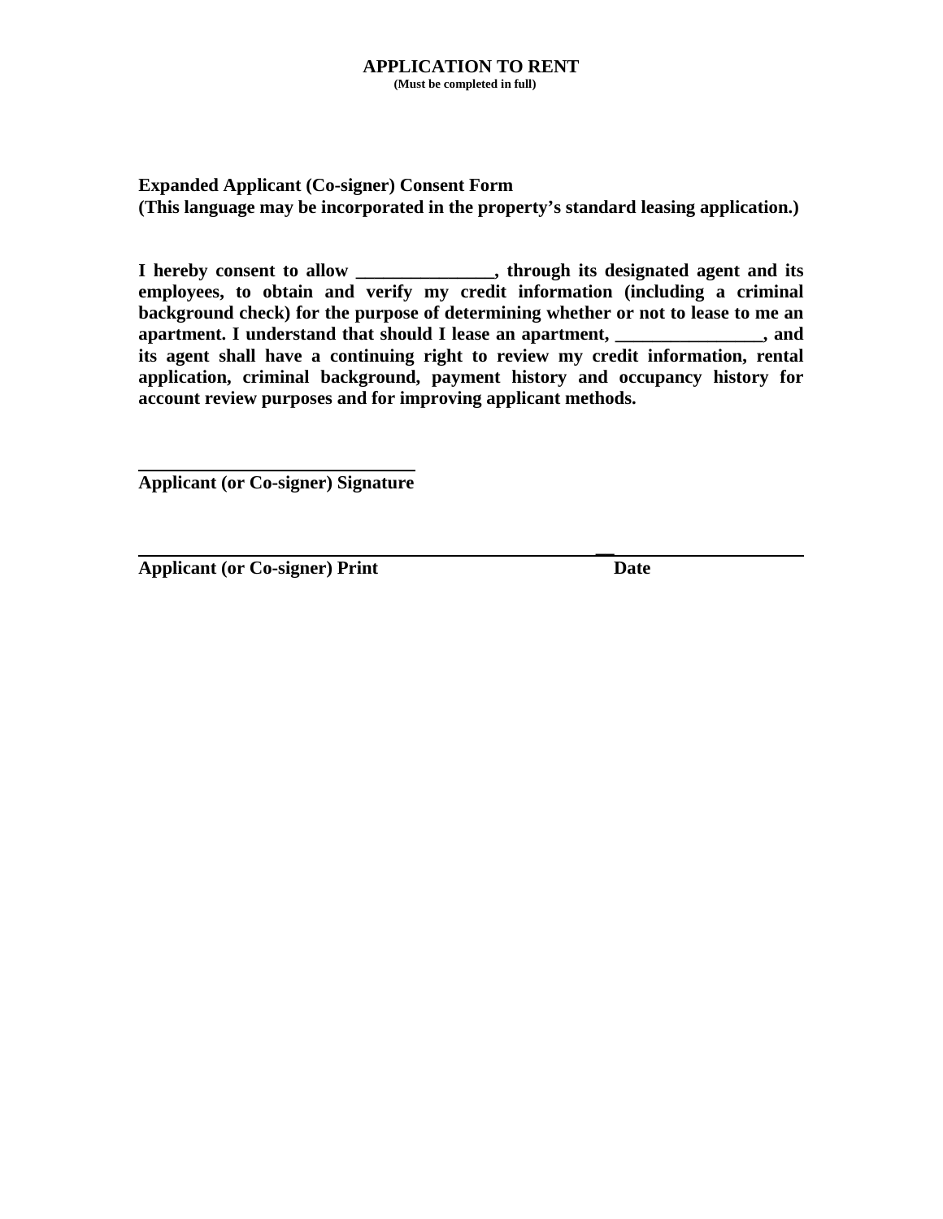# APPLICATION TO RENT

**(Must be completed in full)**

**Expanded Applicant (Co-signer) Consent Form**
**(This language may be incorporated in the property's standard leasing application.)**

**I hereby consent to allow _______________, through its designated agent and its employees, to obtain and verify my credit information (including a criminal background check) for the purpose of determining whether or not to lease to me an apartment. I understand that should I lease an apartment, ________________, and its agent shall have a continuing right to review my credit information, rental application, criminal background, payment history and occupancy history for account review purposes and for improving applicant methods.**

______________________________
**Applicant (or Co-signer) Signature**

______________________________________________ ____________________
**Applicant (or Co-signer) Print** **Date**